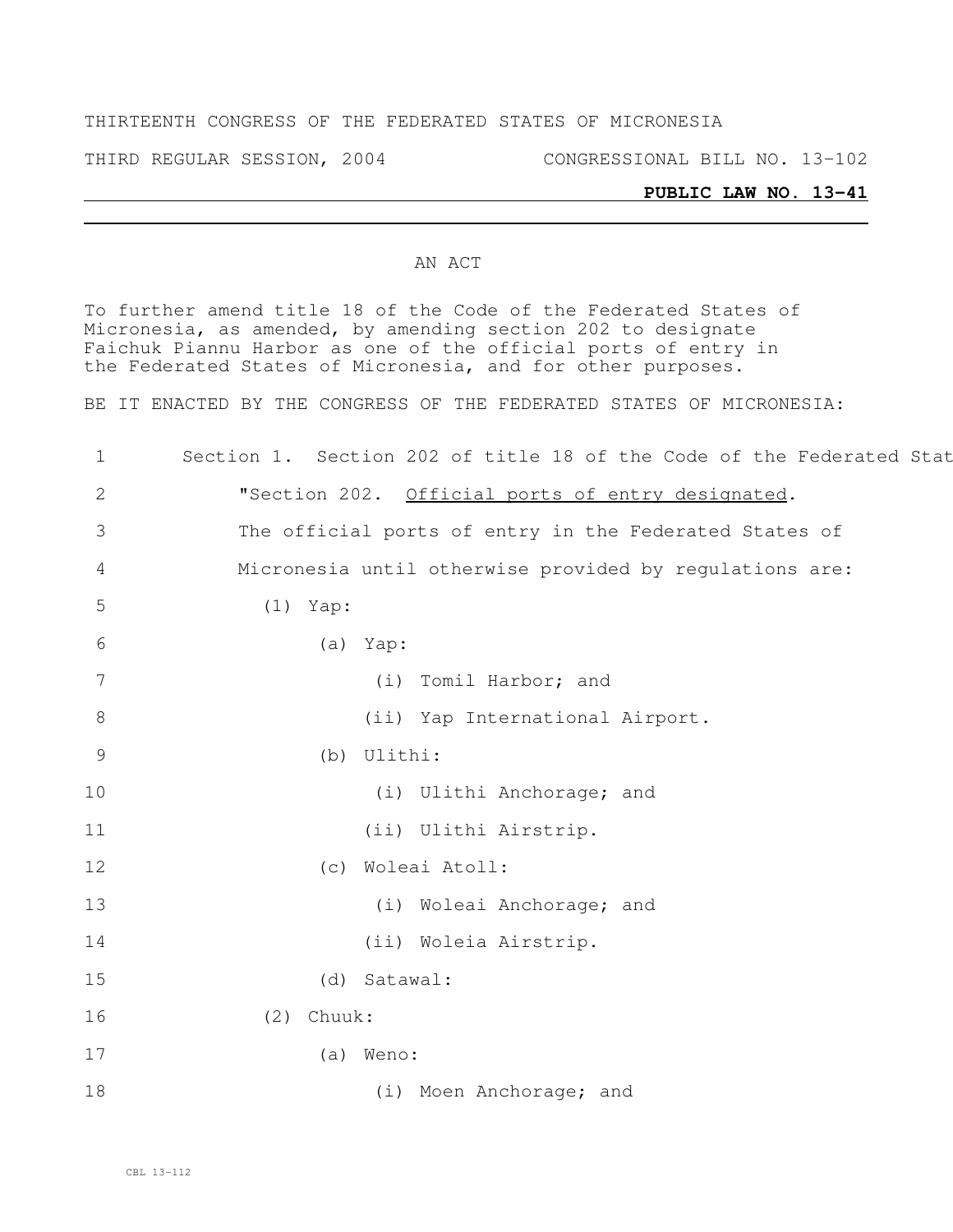THIRTEENTH CONGRESS OF THE FEDERATED STATES OF MICRONESIA

THIRD REGULAR SESSION, 2004 CONGRESSIONAL BILL NO. 13-102

**PUBLIC LAW NO. 13-41**

---

AN ACT

To further amend title 18 of the Code of the Federated States of Micronesia, as amended, by amending section 202 to designate Faichuk Piannu Harbor as one of the official ports of entry in the Federated States of Micronesia, and for other purposes.

BE IT ENACTED BY THE CONGRESS OF THE FEDERATED STATES OF MICRONESIA:

1 Section 1. Section 202 of title 18 of the Code of the Federated Stat

2 "Section 202. Official ports of entry designated.

3 The official ports of entry in the Federated States of

4 Micronesia until otherwise provided by regulations are:

5 (1) Yap:

6 (a) Yap:

7 (i) Tomil Harbor; and

8 (ii) Yap International Airport.

9 (b) Ulithi:

10 (i) Ulithi Anchorage; and

11 (ii) Ulithi Airstrip.

12 (c) Woleai Atoll:

13 (i) Woleai Anchorage; and

14 (ii) Woleia Airstrip.

15 (d) Satawal:

16 (2) Chuuk:

17 (a) Weno:

18 (i) Moen Anchorage; and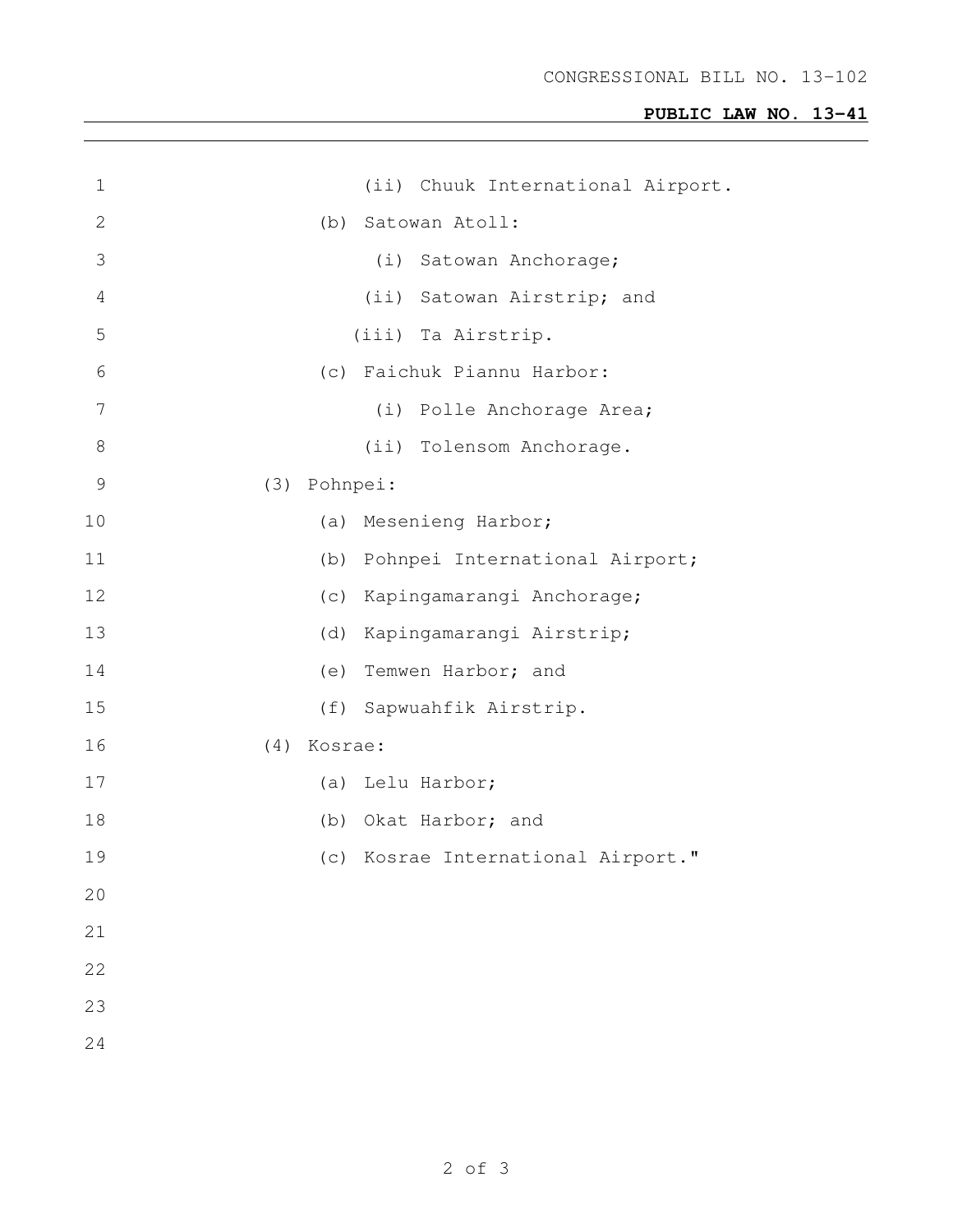(ii) Chuuk International Airport.

(b) Satowan Atoll:

(i) Satowan Anchorage;

(ii) Satowan Airstrip; and

(iii) Ta Airstrip.

(c) Faichuk Piannu Harbor:

(i) Polle Anchorage Area;

(ii) Tolensom Anchorage.

(3) Pohnpei:

(a) Mesenieng Harbor;

(b) Pohnpei International Airport;

(c) Kapingamarangi Anchorage;

(d) Kapingamarangi Airstrip;

(e) Temwen Harbor; and

(f) Sapwuahfik Airstrip.

(4) Kosrae:

(a) Lelu Harbor;

(b) Okat Harbor; and

(c) Kosrae International Airport."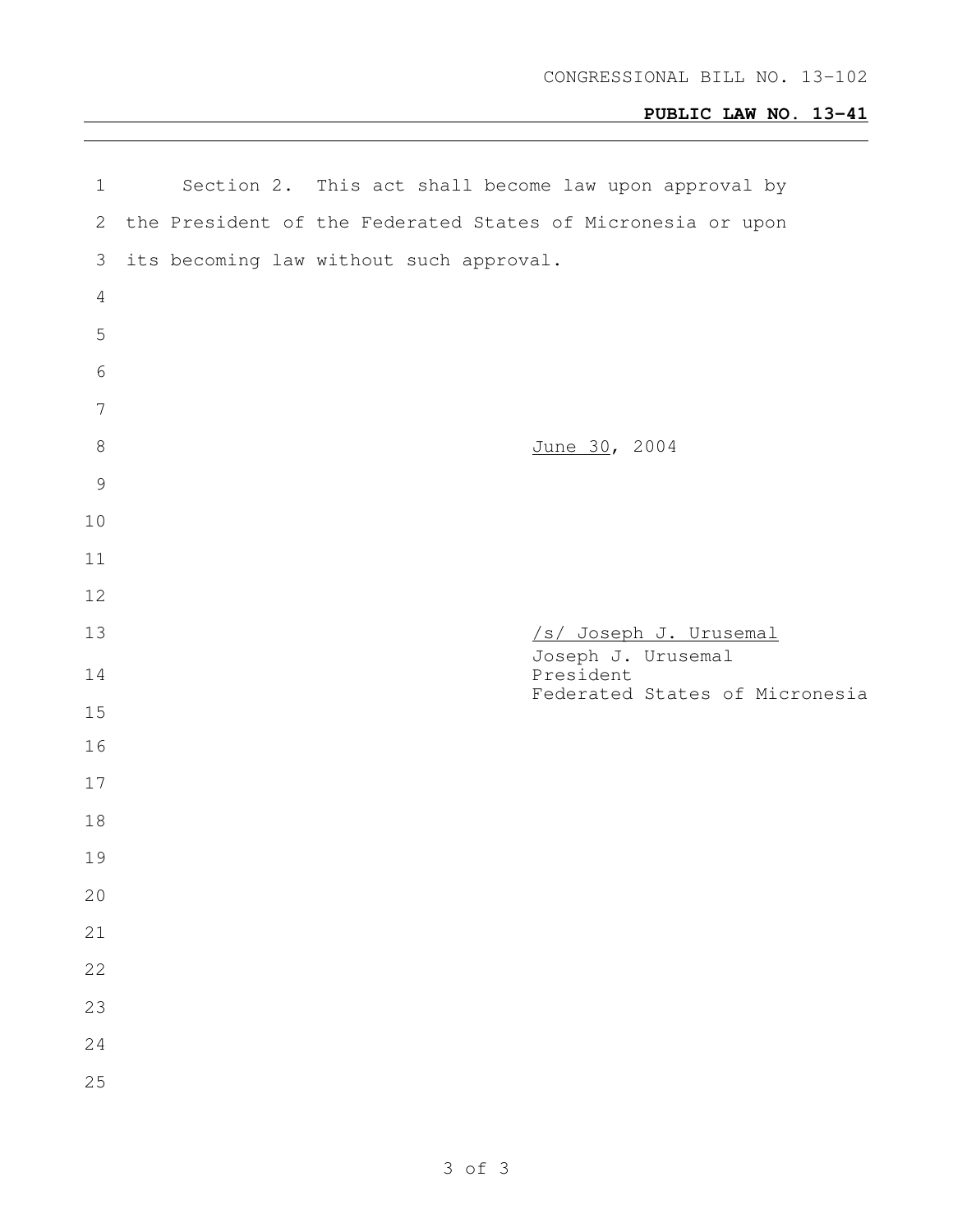CONGRESSIONAL BILL NO. 13-102

**PUBLIC LAW NO. 13-41**

Section 2. This act shall become law upon approval by the President of the Federated States of Micronesia or upon its becoming law without such approval.

June 30, 2004

/s/ Joseph J. Urusemal
Joseph J. Urusemal
President
Federated States of Micronesia